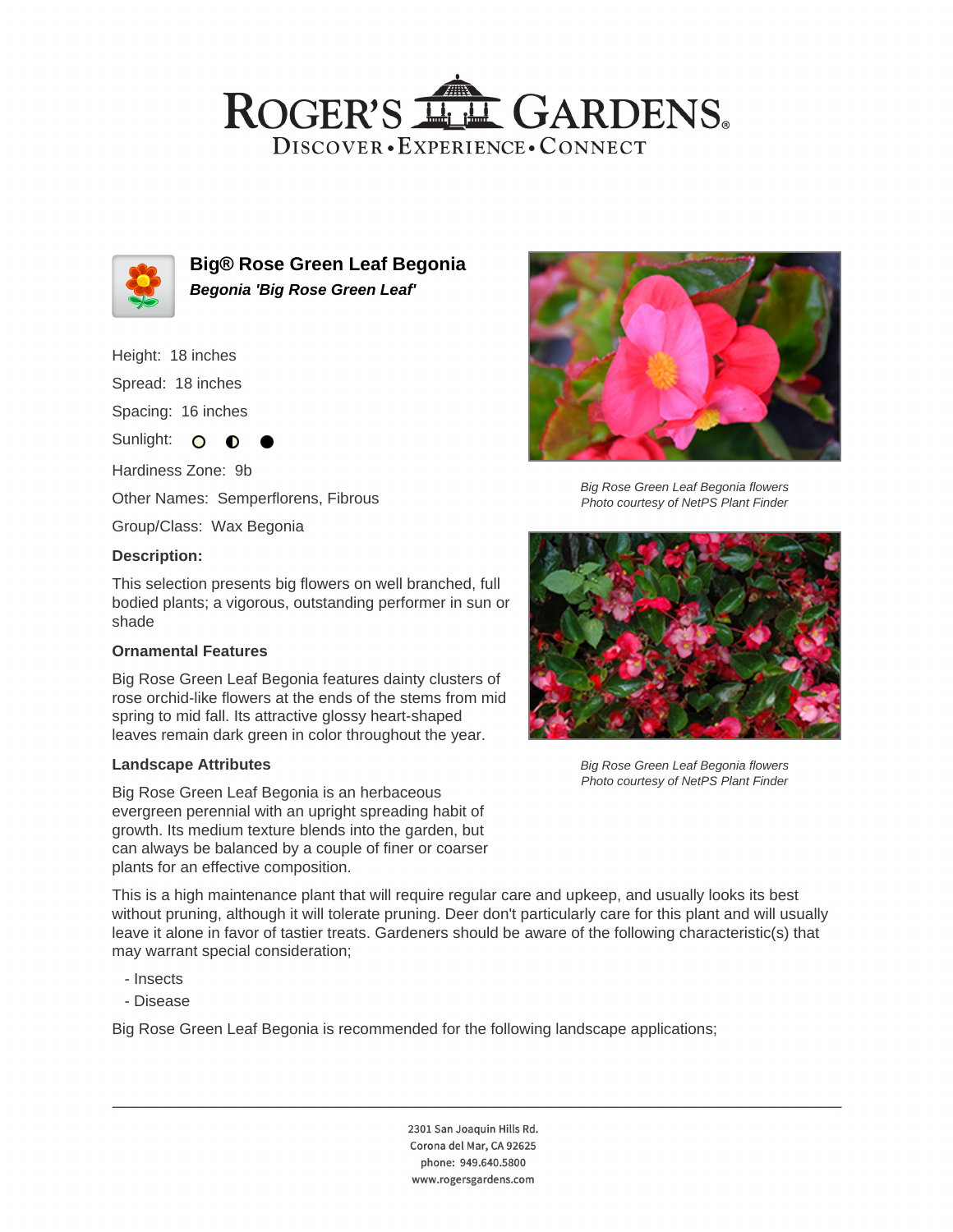# Big® Rose Green Leaf Begonia

***Begonia 'Big Rose Green Leaf'***

Height: 18 inches

Spread: 18 inches

Spacing: 16 inches

Sunlight:

Hardiness Zone: 9b

Other Names: Semperflorens, Fibrous

Group/Class: Wax Begonia

**Description:**

This selection presents big flowers on well branched, full bodied plants; a vigorous, outstanding performer in sun or shade

### Ornamental Features

Big Rose Green Leaf Begonia features dainty clusters of rose orchid-like flowers at the ends of the stems from mid spring to mid fall. Its attractive glossy heart-shaped leaves remain dark green in color throughout the year.

### Landscape Attributes

Big Rose Green Leaf Begonia is an herbaceous evergreen perennial with an upright spreading habit of growth. Its medium texture blends into the garden, but can always be balanced by a couple of finer or coarser plants for an effective composition.

This is a high maintenance plant that will require regular care and upkeep, and usually looks its best without pruning, although it will tolerate pruning. Deer don't particularly care for this plant and will usually leave it alone in favor of tastier treats. Gardeners should be aware of the following characteristic(s) that may warrant special consideration;

- Insects
- Disease

Big Rose Green Leaf Begonia is recommended for the following landscape applications;

*Big Rose Green Leaf Begonia flowers*
*Photo courtesy of NetPS Plant Finder*

*Big Rose Green Leaf Begonia flowers*
*Photo courtesy of NetPS Plant Finder*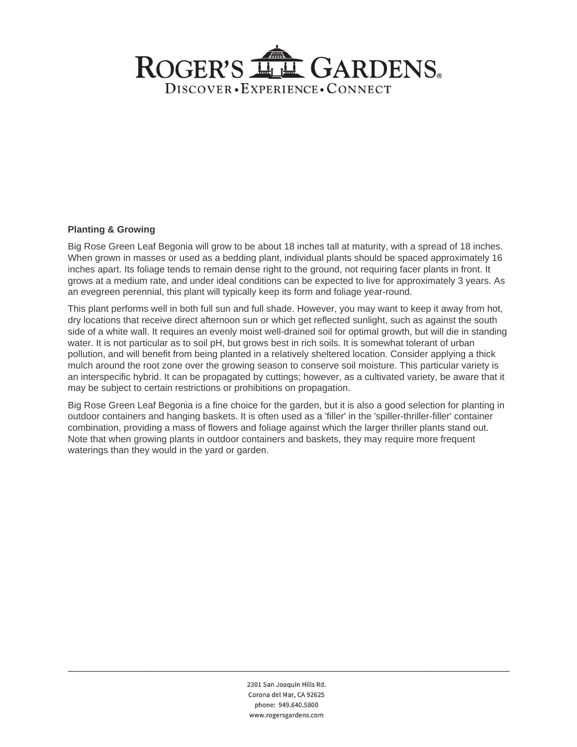**Planting & Growing**

Big Rose Green Leaf Begonia will grow to be about 18 inches tall at maturity, with a spread of 18 inches. When grown in masses or used as a bedding plant, individual plants should be spaced approximately 16 inches apart. Its foliage tends to remain dense right to the ground, not requiring facer plants in front. It grows at a medium rate, and under ideal conditions can be expected to live for approximately 3 years. As an evegreen perennial, this plant will typically keep its form and foliage year-round.

This plant performs well in both full sun and full shade. However, you may want to keep it away from hot, dry locations that receive direct afternoon sun or which get reflected sunlight, such as against the south side of a white wall. It requires an evenly moist well-drained soil for optimal growth, but will die in standing water. It is not particular as to soil pH, but grows best in rich soils. It is somewhat tolerant of urban pollution, and will benefit from being planted in a relatively sheltered location. Consider applying a thick mulch around the root zone over the growing season to conserve soil moisture. This particular variety is an interspecific hybrid. It can be propagated by cuttings; however, as a cultivated variety, be aware that it may be subject to certain restrictions or prohibitions on propagation.

Big Rose Green Leaf Begonia is a fine choice for the garden, but it is also a good selection for planting in outdoor containers and hanging baskets. It is often used as a 'filler' in the 'spiller-thriller-filler' container combination, providing a mass of flowers and foliage against which the larger thriller plants stand out. Note that when growing plants in outdoor containers and baskets, they may require more frequent waterings than they would in the yard or garden.